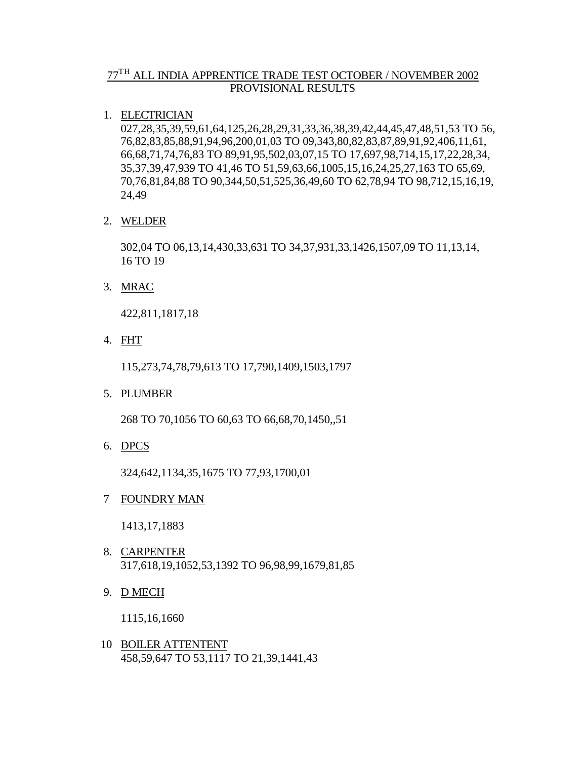# 77TH ALL INDIA APPRENTICE TRADE TEST OCTOBER / NOVEMBER 2002
# PROVISIONAL RESULTS

1. ELECTRICIAN
   027,28,35,39,59,61,64,125,26,28,29,31,33,36,38,39,42,44,45,47,48,51,53 TO 56, 76,82,83,85,88,91,94,96,200,01,03 TO 09,343,80,82,83,87,89,91,92,406,11,61, 66,68,71,74,76,83 TO 89,91,95,502,03,07,15 TO 17,697,98,714,15,17,22,28,34, 35,37,39,47,939 TO 41,46 TO 51,59,63,66,1005,15,16,24,25,27,163 TO 65,69, 70,76,81,84,88 TO 90,344,50,51,525,36,49,60 TO 62,78,94 TO 98,712,15,16,19, 24,49

2. WELDER

   302,04 TO 06,13,14,430,33,631 TO 34,37,931,33,1426,1507,09 TO 11,13,14, 16 TO 19

3. MRAC

   422,811,1817,18

4. FHT

   115,273,74,78,79,613 TO 17,790,1409,1503,1797

5. PLUMBER

   268 TO 70,1056 TO 60,63 TO 66,68,70,1450,,51

6. DPCS

   324,642,1134,35,1675 TO 77,93,1700,01

7. FOUNDRY MAN

   1413,17,1883

8. CARPENTER
   317,618,19,1052,53,1392 TO 96,98,99,1679,81,85

9. D MECH

   1115,16,1660

10. BOILER ATTENTENT
    458,59,647 TO 53,1117 TO 21,39,1441,43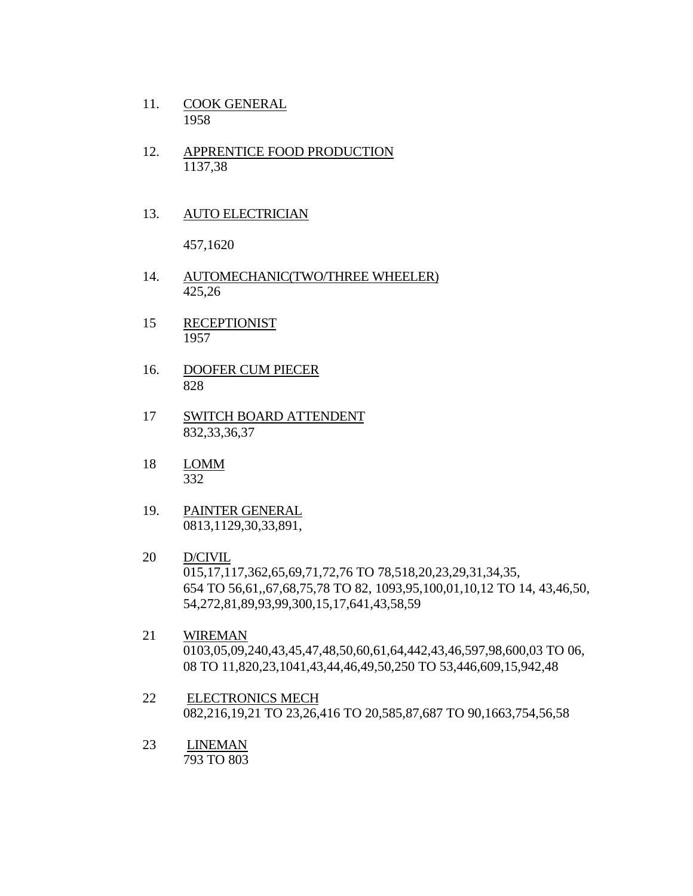11. <u>COOK GENERAL</u>
    1958

12. <u>APPRENTICE FOOD PRODUCTION</u>
    1137,38

13. <u>AUTO ELECTRICIAN</u>

    457,1620

14. <u>AUTOMECHANIC(TWO/THREE WHEELER)</u>
    425,26

15 <u>RECEPTIONIST</u>
   1957

16. <u>DOOFER CUM PIECER</u>
    828

17 <u>SWITCH BOARD ATTENDENT</u>
   832,33,36,37

18 <u>LOMM</u>
   332

19. <u>PAINTER GENERAL</u>
    0813,1129,30,33,891,

20 <u>D/CIVIL</u>
   015,17,117,362,65,69,71,72,76 TO 78,518,20,23,29,31,34,35,
   654 TO 56,61,,67,68,75,78 TO 82, 1093,95,100,01,10,12 TO 14, 43,46,50,
   54,272,81,89,93,99,300,15,17,641,43,58,59

21 <u>WIREMAN</u>
   0103,05,09,240,43,45,47,48,50,60,61,64,442,43,46,597,98,600,03 TO 06,
   08 TO 11,820,23,1041,43,44,46,49,50,250 TO 53,446,609,15,942,48

22 <u>ELECTRONICS MECH</u>
   082,216,19,21 TO 23,26,416 TO 20,585,87,687 TO 90,1663,754,56,58

23 <u>LINEMAN</u>
   793 TO 803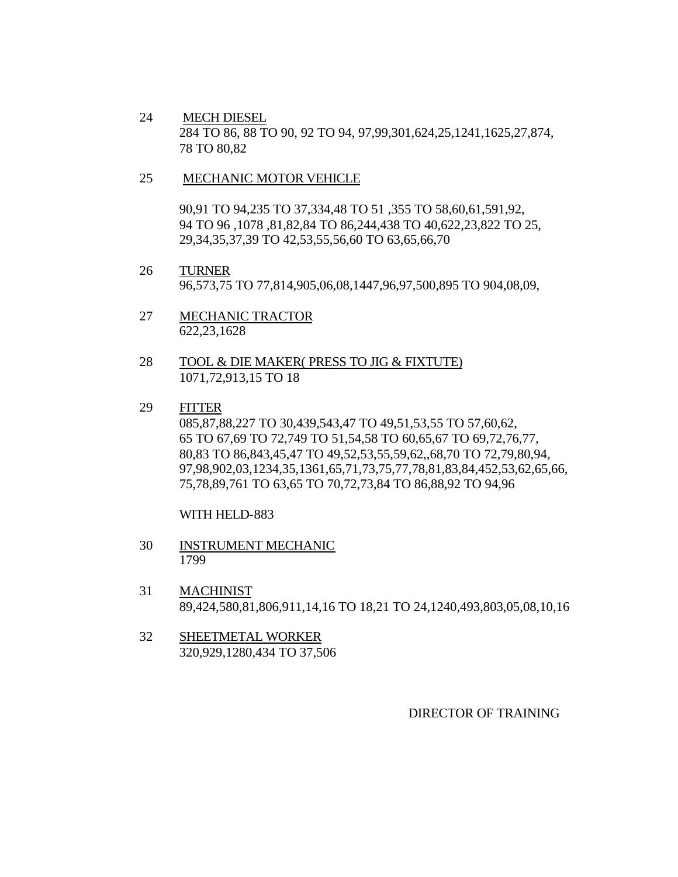24 MECH DIESEL
284 TO 86, 88 TO 90, 92 TO 94, 97,99,301,624,25,1241,1625,27,874, 78 TO 80,82

25 MECHANIC MOTOR VEHICLE

90,91 TO 94,235 TO 37,334,48 TO 51 ,355 TO 58,60,61,591,92, 94 TO 96 ,1078 ,81,82,84 TO 86,244,438 TO 40,622,23,822 TO 25, 29,34,35,37,39 TO 42,53,55,56,60 TO 63,65,66,70

26 TURNER
96,573,75 TO 77,814,905,06,08,1447,96,97,500,895 TO 904,08,09,

27 MECHANIC TRACTOR
622,23,1628

28 TOOL & DIE MAKER( PRESS TO JIG & FIXTUTE)
1071,72,913,15 TO 18

29 FITTER
085,87,88,227 TO 30,439,543,47 TO 49,51,53,55 TO 57,60,62, 65 TO 67,69 TO 72,749 TO 51,54,58 TO 60,65,67 TO 69,72,76,77, 80,83 TO 86,843,45,47 TO 49,52,53,55,59,62,,68,70 TO 72,79,80,94, 97,98,902,03,1234,35,1361,65,71,73,75,77,78,81,83,84,452,53,62,65,66, 75,78,89,761 TO 63,65 TO 70,72,73,84 TO 86,88,92 TO 94,96

WITH HELD-883

30 INSTRUMENT MECHANIC
1799

31 MACHINIST
89,424,580,81,806,911,14,16 TO 18,21 TO 24,1240,493,803,05,08,10,16

32 SHEETMETAL WORKER
320,929,1280,434 TO 37,506

DIRECTOR OF TRAINING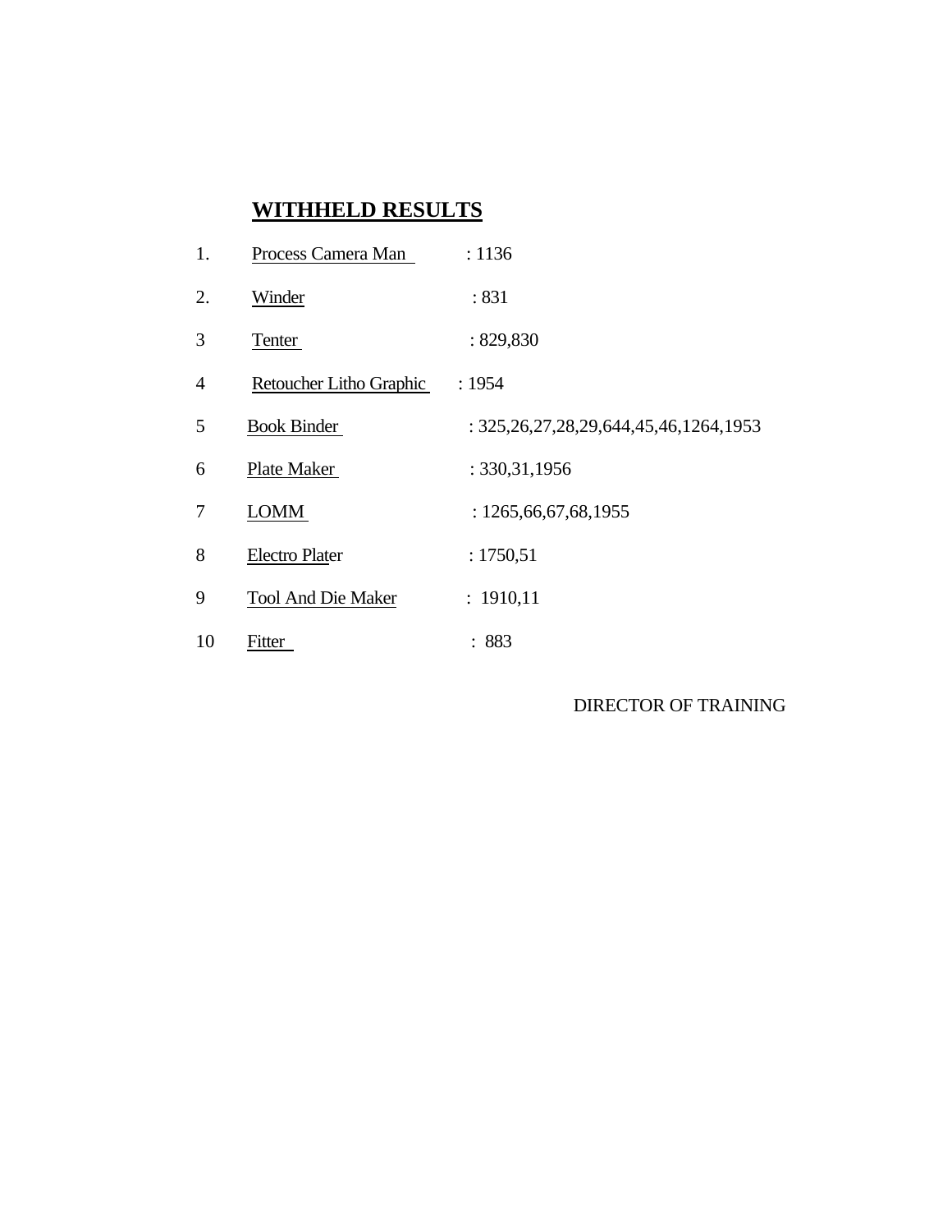## WITHHELD RESULTS

| | | |
|---|---|---|
| 1. | Process Camera Man | : 1136 |
| 2. | Winder | : 831 |
| 3 | Tenter | : 829,830 |
| 4 | Retoucher Litho Graphic | : 1954 |
| 5 | Book Binder | : 325,26,27,28,29,644,45,46,1264,1953 |
| 6 | Plate Maker | : 330,31,1956 |
| 7 | LOMM | : 1265,66,67,68,1955 |
| 8 | Electro Plater | : 1750,51 |
| 9 | Tool And Die Maker | : 1910,11 |
| 10 | Fitter | : 883 |

DIRECTOR OF TRAINING